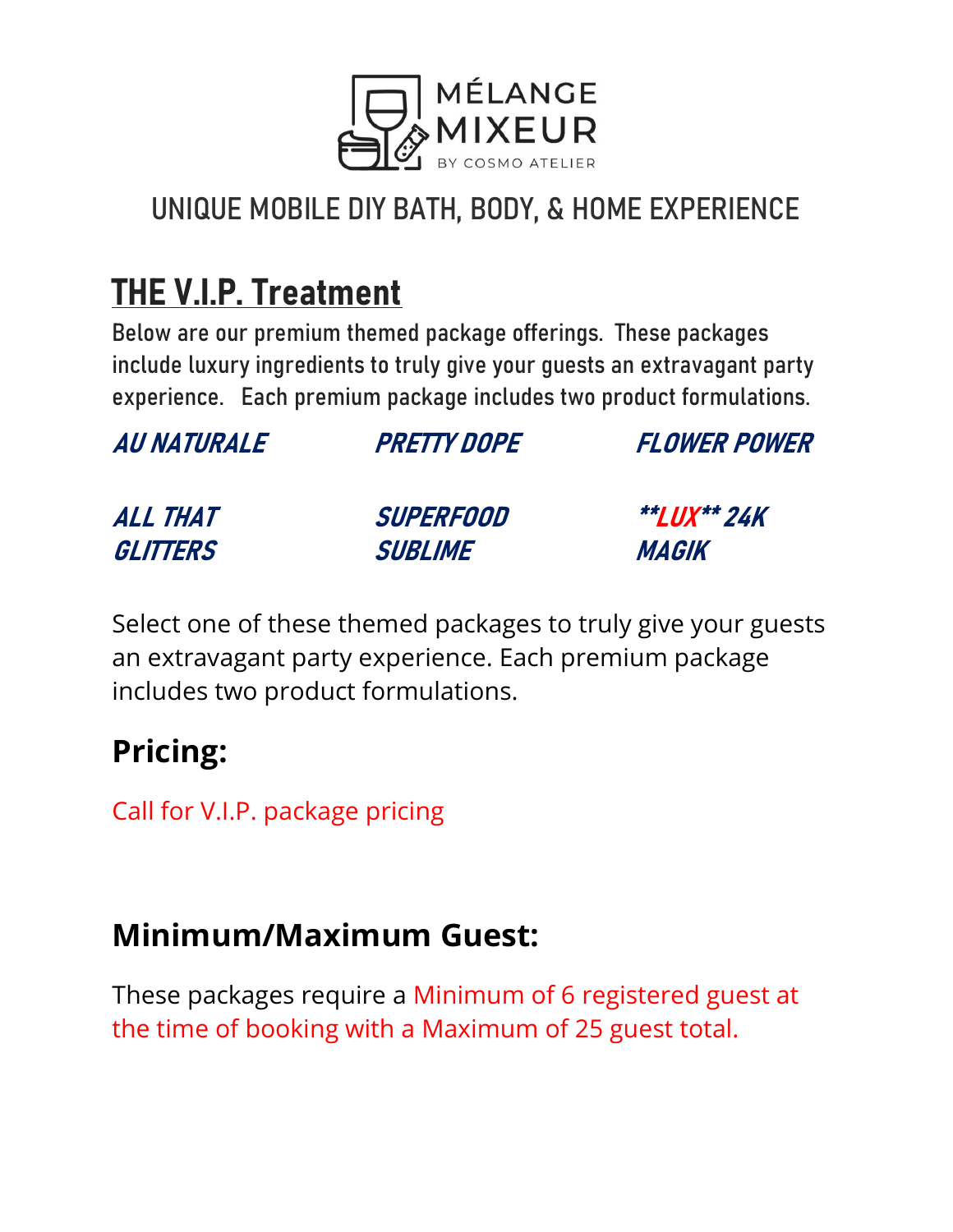MÉLANGE MIXEUR

BY COSMO ATELIER

## UNIQUE MOBILE DIY BATH, BODY, & HOME EXPERIENCE

# THE V.I.P. Treatment

Below are our premium themed package offerings. These packages include luxury ingredients to truly give your guests an extravagant party experience. Each premium package includes two product formulations.

***AU NATURALE***

***PRETTY DOPE***

***FLOWER POWER***

***ALL THAT GLITTERS***

***SUPERFOOD SUBLIME***

***\*\*LUX\*\* 24K MAGIK***

Select one of these themed packages to truly give your guests an extravagant party experience. Each premium package includes two product formulations.

## Pricing:

Call for V.I.P. package pricing

## Minimum/Maximum Guest:

These packages require a Minimum of 6 registered guest at the time of booking with a Maximum of 25 guest total.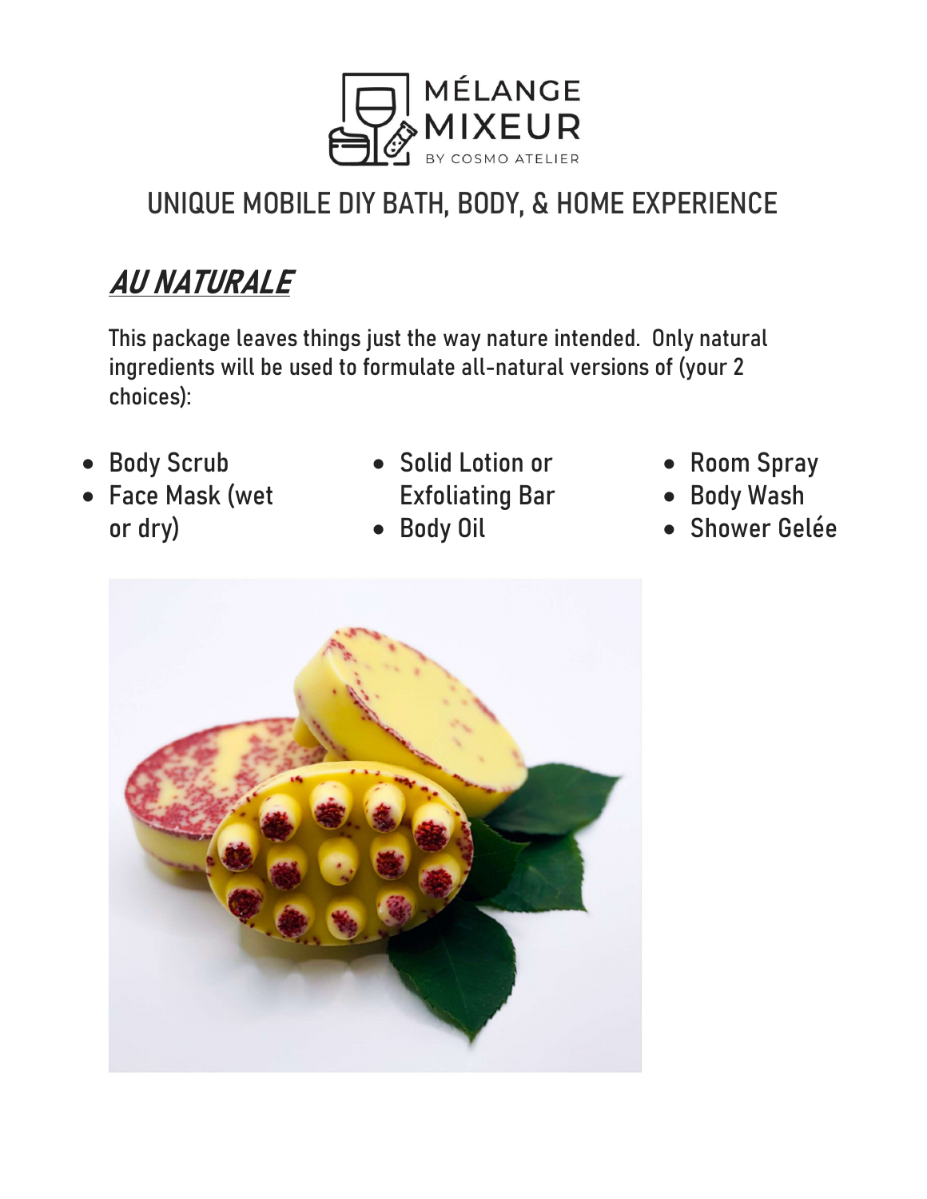MÉLANGE MIXEUR

BY COSMO ATELIER

## UNIQUE MOBILE DIY BATH, BODY, & HOME EXPERIENCE

### ***AU NATURALE***

This package leaves things just the way nature intended. Only natural ingredients will be used to formulate all-natural versions of (your 2 choices):

- Body Scrub
- Face Mask (wet or dry)
- Solid Lotion or Exfoliating Bar
- Body Oil
- Room Spray
- Body Wash
- Shower Gelée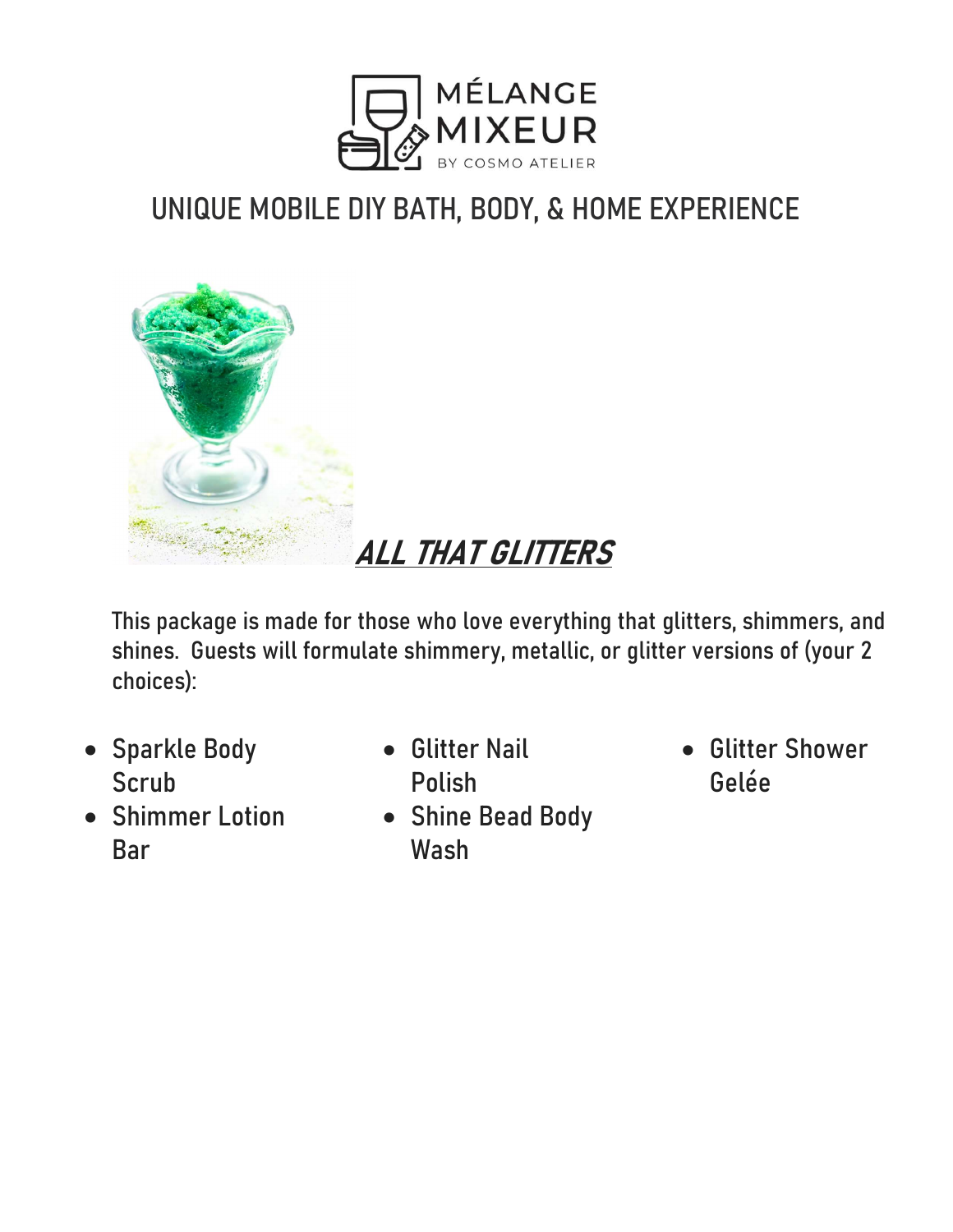MÉLANGE MIXEUR
BY COSMO ATELIER

## UNIQUE MOBILE DIY BATH, BODY, & HOME EXPERIENCE

### ***ALL THAT GLITTERS***

This package is made for those who love everything that glitters, shimmers, and shines. Guests will formulate shimmery, metallic, or glitter versions of (your 2 choices):

- Sparkle Body Scrub
- Shimmer Lotion Bar
- Glitter Nail Polish
- Shine Bead Body Wash
- Glitter Shower Gelée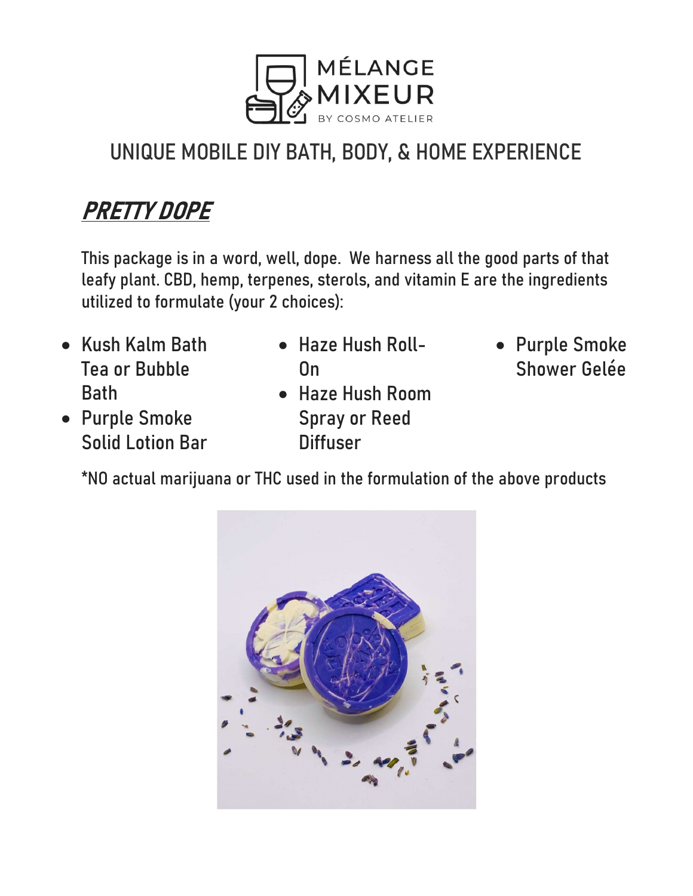MÉLANGE MIXEUR

BY COSMO ATELIER

## UNIQUE MOBILE DIY BATH, BODY, & HOME EXPERIENCE

### ***PRETTY DOPE***

This package is in a word, well, dope. We harness all the good parts of that leafy plant. CBD, hemp, terpenes, sterols, and vitamin E are the ingredients utilized to formulate (your 2 choices):

- Kush Kalm Bath Tea or Bubble Bath
- Purple Smoke Solid Lotion Bar
- Haze Hush Roll-On
- Haze Hush Room Spray or Reed Diffuser
- Purple Smoke Shower Gelée

*NO actual marijuana or THC used in the formulation of the above products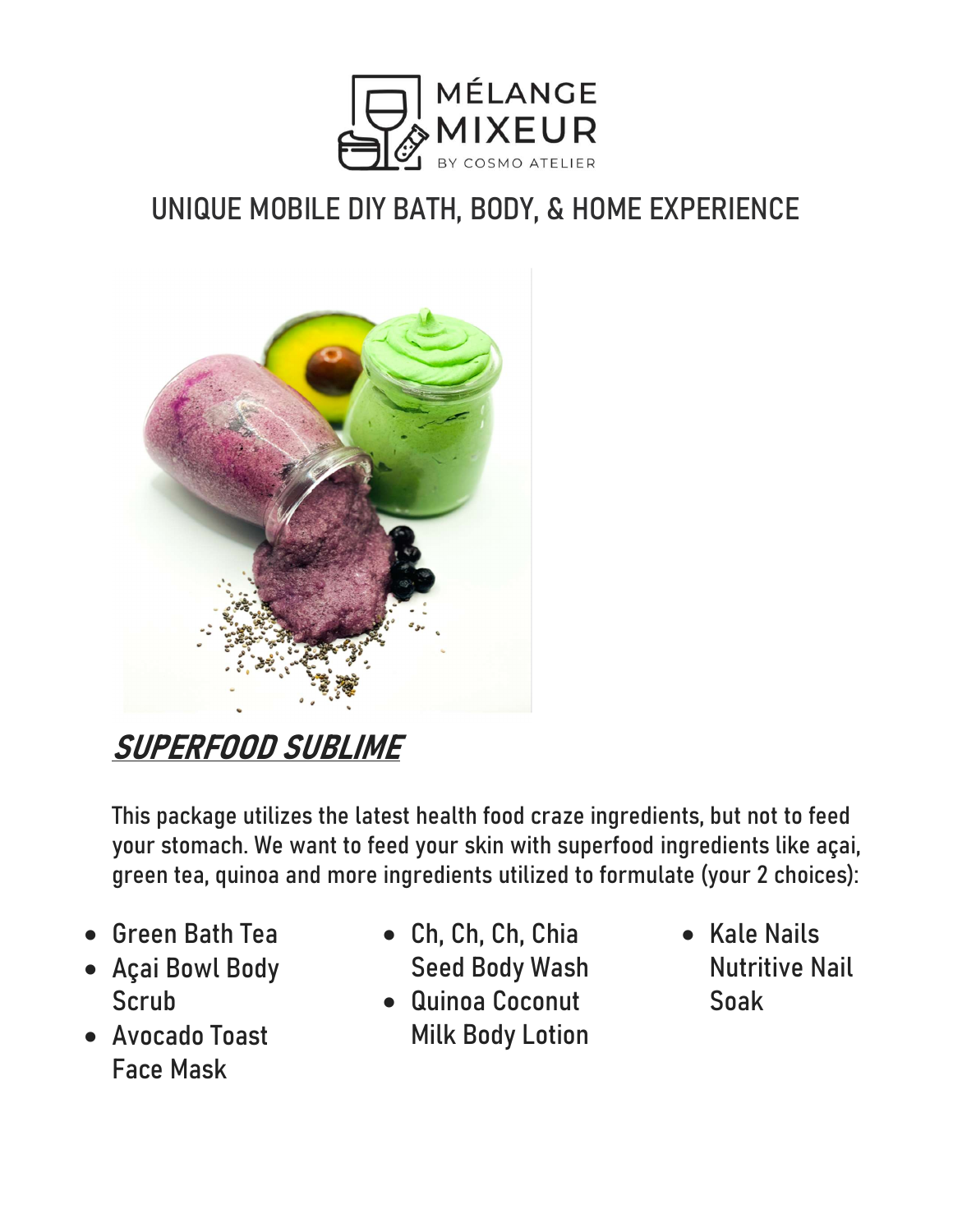MÉLANGE MIXEUR

BY COSMO ATELIER

## UNIQUE MOBILE DIY BATH, BODY, & HOME EXPERIENCE

## ***SUPERFOOD SUBLIME***

This package utilizes the latest health food craze ingredients, but not to feed your stomach. We want to feed your skin with superfood ingredients like açai, green tea, quinoa and more ingredients utilized to formulate (your 2 choices):

- Green Bath Tea
- Açai Bowl Body Scrub
- Avocado Toast Face Mask
- Ch, Ch, Ch, Chia Seed Body Wash
- Quinoa Coconut Milk Body Lotion
- Kale Nails Nutritive Nail Soak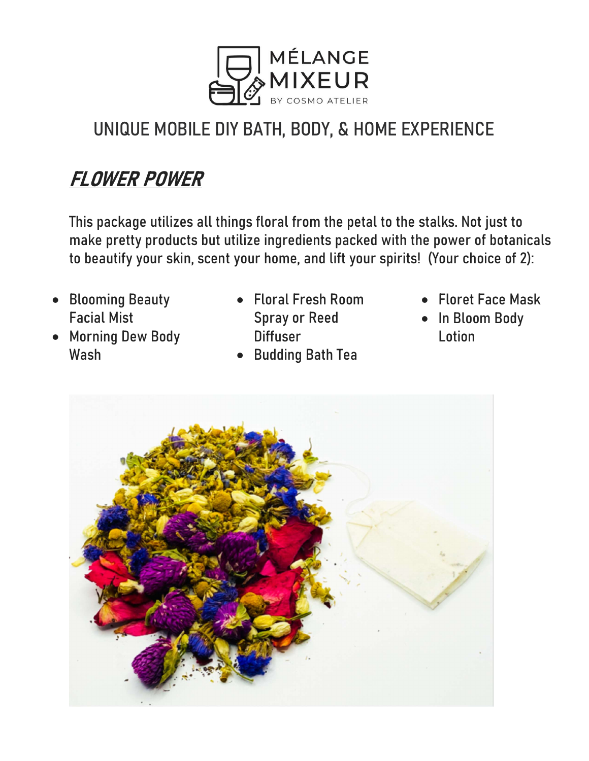MÉLANGE MIXEUR

BY COSMO ATELIER

## UNIQUE MOBILE DIY BATH, BODY, & HOME EXPERIENCE

## ***FLOWER POWER***

This package utilizes all things floral from the petal to the stalks. Not just to make pretty products but utilize ingredients packed with the power of botanicals to beautify your skin, scent your home, and lift your spirits! (Your choice of 2):

- Blooming Beauty Facial Mist
- Morning Dew Body Wash
- Floral Fresh Room Spray or Reed Diffuser
- Budding Bath Tea
- Floret Face Mask
- In Bloom Body Lotion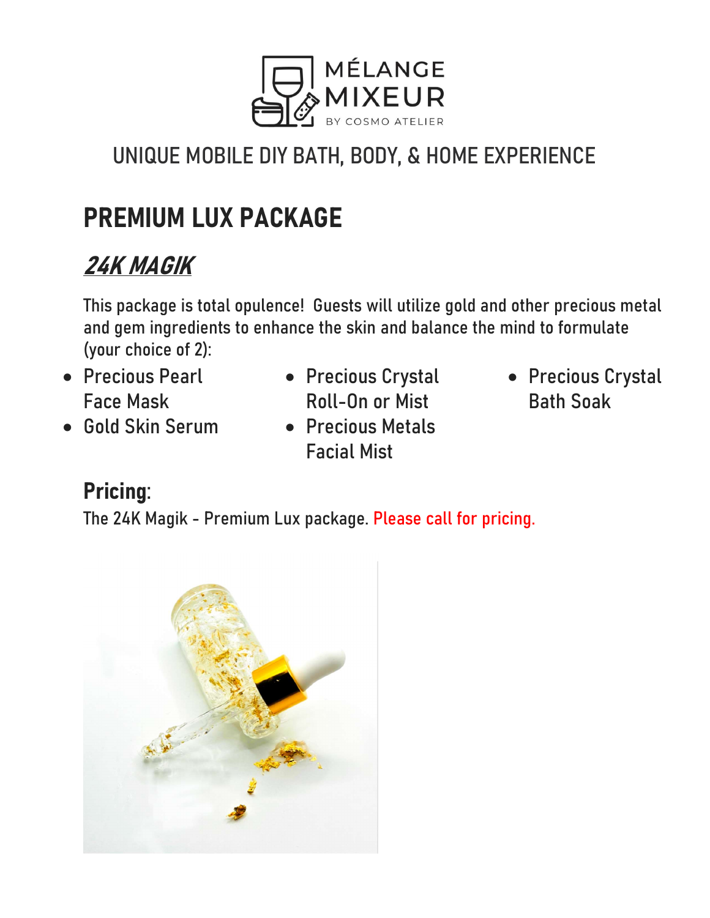MÉLANGE MIXEUR
BY COSMO ATELIER

UNIQUE MOBILE DIY BATH, BODY, & HOME EXPERIENCE

# PREMIUM LUX PACKAGE

## ***24K MAGIK***

This package is total opulence! Guests will utilize gold and other precious metal and gem ingredients to enhance the skin and balance the mind to formulate (your choice of 2):

- Precious Pearl Face Mask
- Gold Skin Serum
- Precious Crystal Roll-On or Mist
- Precious Metals Facial Mist
- Precious Crystal Bath Soak

**Pricing**:

The 24K Magik - Premium Lux package. Please call for pricing.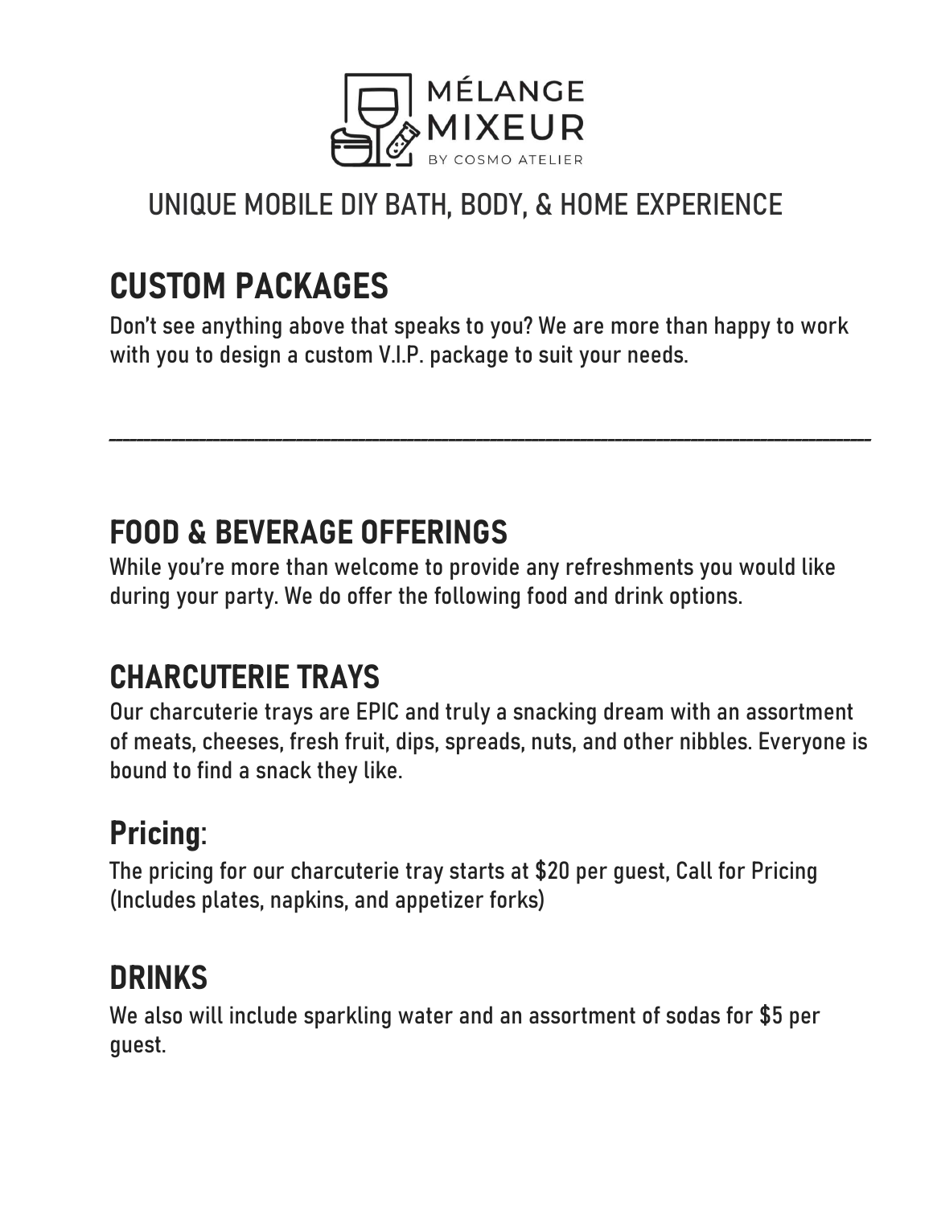MÉLANGE MIXEUR

BY COSMO ATELIER

UNIQUE MOBILE DIY BATH, BODY, & HOME EXPERIENCE

# CUSTOM PACKAGES

Don't see anything above that speaks to you? We are more than happy to work with you to design a custom V.I.P. package to suit your needs.

---

# FOOD & BEVERAGE OFFERINGS

While you're more than welcome to provide any refreshments you would like during your party. We do offer the following food and drink options.

# CHARCUTERIE TRAYS

Our charcuterie trays are EPIC and truly a snacking dream with an assortment of meats, cheeses, fresh fruit, dips, spreads, nuts, and other nibbles. Everyone is bound to find a snack they like.

## Pricing:

The pricing for our charcuterie tray starts at $20 per guest, Call for Pricing (Includes plates, napkins, and appetizer forks)

# DRINKS

We also will include sparkling water and an assortment of sodas for $5 per guest.